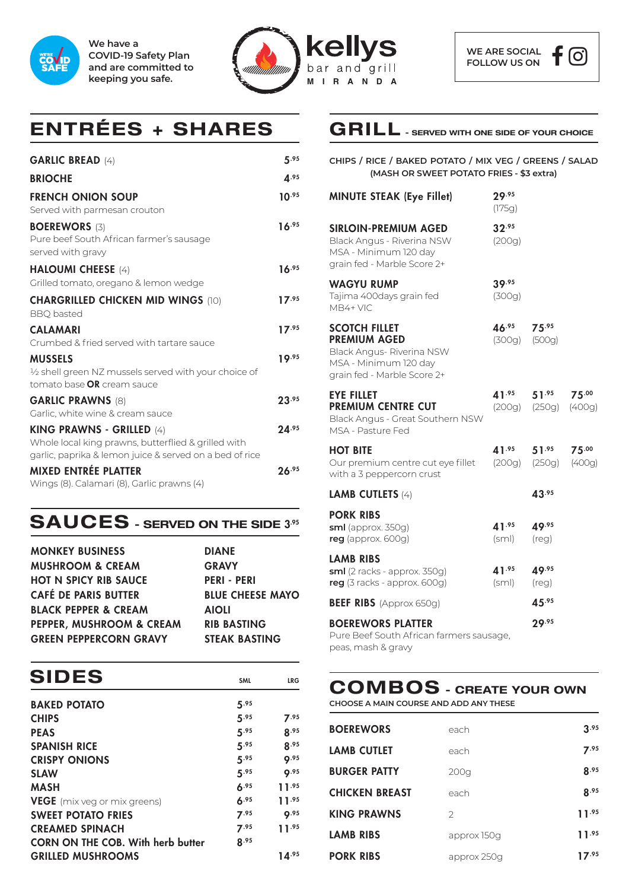We have a COVID-19 Safety Plan and are committed to keeping you safe.

# kellys bar and grill MIRANDA

WE ARE SOCIAL FOLLOW US ON

## ENTRÉES + SHARES

| Item | Price |
|---|---|
| **GARLIC BREAD** (4) | 5.95 |
| **BRIOCHE** | 4.95 |
| **FRENCH ONION SOUP** Served with parmesan crouton | 10.95 |
| **BOEREWORS** (3) Pure beef South African farmer's sausage served with gravy | 16.95 |
| **HALOUMI CHEESE** (4) Grilled tomato, oregano & lemon wedge | 16.95 |
| **CHARGRILLED CHICKEN MID WINGS** (10) BBQ basted | 17.95 |
| **CALAMARI** Crumbed & fried served with tartare sauce | 17.95 |
| **MUSSELS** ½ shell green NZ mussels served with your choice of tomato base **OR** cream sauce | 19.95 |
| **GARLIC PRAWNS** (8) Garlic, white wine & cream sauce | 23.95 |
| **KING PRAWNS - GRILLED** (4) Whole local king prawns, butterflied & grilled with garlic, paprika & lemon juice & served on a bed of rice | 24.95 |
| **MIXED ENTRÉE PLATTER** Wings (8). Calamari (8), Garlic prawns (4) | 26.95 |

## SAUCES - SERVED ON THE SIDE 3.95

| | |
|---|---|
| MONKEY BUSINESS | DIANE |
| MUSHROOM & CREAM | GRAVY |
| HOT N SPICY RIB SAUCE | PERI - PERI |
| CAFÉ DE PARIS BUTTER | BLUE CHEESE MAYO |
| BLACK PEPPER & CREAM | AIOLI |
| PEPPER, MUSHROOM & CREAM | RIB BASTING |
| GREEN PEPPERCORN GRAVY | STEAK BASTING |

## SIDES

| | SML | LRG |
|---|---|---|
| BAKED POTATO | 5.95 | |
| CHIPS | 5.95 | 7.95 |
| PEAS | 5.95 | 8.95 |
| SPANISH RICE | 5.95 | 8.95 |
| CRISPY ONIONS | 5.95 | 9.95 |
| SLAW | 5.95 | 9.95 |
| MASH | 6.95 | 11.95 |
| VEGE (mix veg or mix greens) | 6.95 | 11.95 |
| SWEET POTATO FRIES | 7.95 | 9.95 |
| CREAMED SPINACH | 7.95 | 11.95 |
| CORN ON THE COB. With herb butter | 8.95 | |
| GRILLED MUSHROOMS | | 14.95 |

## GRILL - SERVED WITH ONE SIDE OF YOUR CHOICE

CHIPS / RICE / BAKED POTATO / MIX VEG / GREENS / SALAD
(MASH OR SWEET POTATO FRIES - $3 extra)

| Item | | | |
|---|---|---|---|
| **MINUTE STEAK (Eye Fillet)** | 29.95 (175g) | | |
| **SIRLOIN-PREMIUM AGED** Black Angus - Riverina NSW MSA - Minimum 120 day grain fed - Marble Score 2+ | 32.95 (200g) | | |
| **WAGYU RUMP** Tajima 400days grain fed MB4+ VIC | 39.95 (300g) | | |
| **SCOTCH FILLET PREMIUM AGED** Black Angus- Riverina NSW MSA - Minimum 120 day grain fed - Marble Score 2+ | 46.95 (300g) | 75.95 (500g) | |
| **EYE FILLET PREMIUM CENTRE CUT** Black Angus - Great Southern NSW MSA - Pasture Fed | 41.95 (200g) | 51.95 (250g) | 75.00 (400g) |
| **HOT BITE** Our premium centre cut eye fillet with a 3 peppercorn crust | 41.95 (200g) | 51.95 (250g) | 75.00 (400g) |
| **LAMB CUTLETS** (4) | | 43.95 | |
| **PORK RIBS** **sml** (approx. 350g) **reg** (approx. 600g) | 41.95 (sml) | 49.95 (reg) | |
| **LAMB RIBS** **sml** (2 racks - approx. 350g) **reg** (3 racks - approx. 600g) | 41.95 (sml) | 49.95 (reg) | |
| **BEEF RIBS** (Approx 650g) | | 45.95 | |
| **BOEREWORS PLATTER** Pure Beef South African farmers sausage, peas, mash & gravy | | 29.95 | |

## COMBOS - CREATE YOUR OWN

CHOOSE A MAIN COURSE AND ADD ANY THESE

| | | |
|---|---|---|
| BOEREWORS | each | 3.95 |
| LAMB CUTLET | each | 7.95 |
| BURGER PATTY | 200g | 8.95 |
| CHICKEN BREAST | each | 8.95 |
| KING PRAWNS | 2 | 11.95 |
| LAMB RIBS | approx 150g | 11.95 |
| PORK RIBS | approx 250g | 17.95 |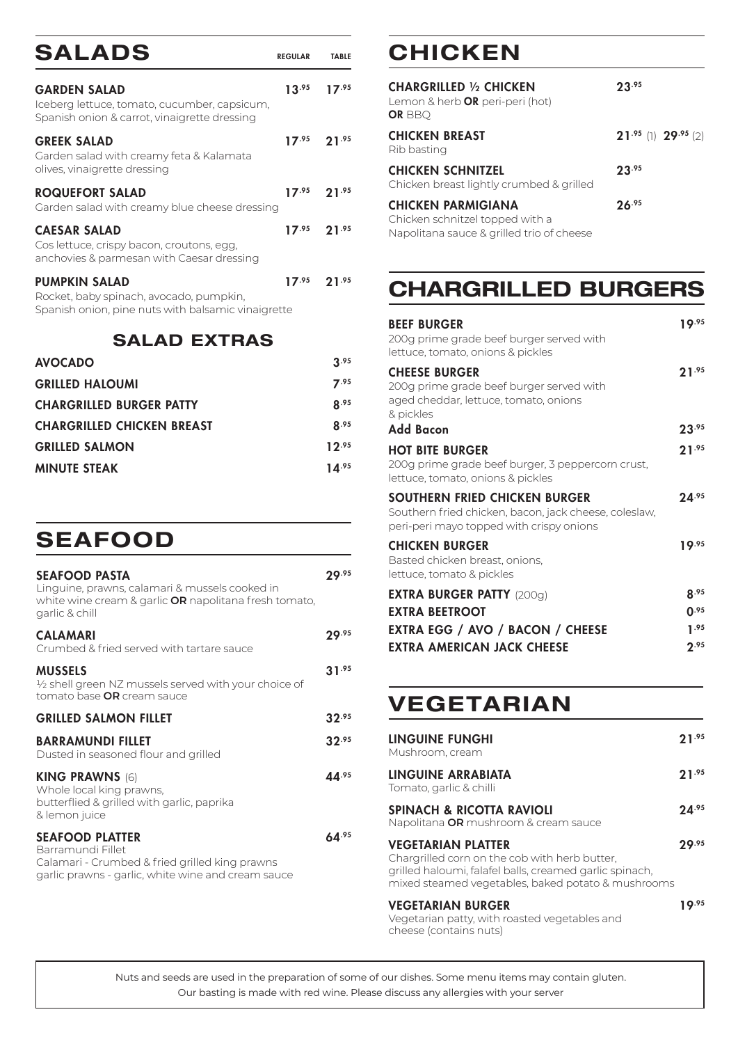## SALADS

| | REGULAR | TABLE |
|---|---|---|
| **GARDEN SALAD**<br>Iceberg lettuce, tomato, cucumber, capsicum, Spanish onion & carrot, vinaigrette dressing | 13.95 | 17.95 |
| **GREEK SALAD**<br>Garden salad with creamy feta & Kalamata olives, vinaigrette dressing | 17.95 | 21.95 |
| **ROQUEFORT SALAD**<br>Garden salad with creamy blue cheese dressing | 17.95 | 21.95 |
| **CAESAR SALAD**<br>Cos lettuce, crispy bacon, croutons, egg, anchovies & parmesan with Caesar dressing | 17.95 | 21.95 |
| **PUMPKIN SALAD**<br>Rocket, baby spinach, avocado, pumpkin, Spanish onion, pine nuts with balsamic vinaigrette | 17.95 | 21.95 |

### SALAD EXTRAS

- **AVOCADO** 3.95
- **GRILLED HALOUMI** 7.95
- **CHARGRILLED BURGER PATTY** 8.95
- **CHARGRILLED CHICKEN BREAST** 8.95
- **GRILLED SALMON** 12.95
- **MINUTE STEAK** 14.95

## SEAFOOD

**SEAFOOD PASTA** 29.95
Linguine, prawns, calamari & mussels cooked in white wine cream & garlic **OR** napolitana fresh tomato, garlic & chill

**CALAMARI** 29.95
Crumbed & fried served with tartare sauce

**MUSSELS** 31.95
½ shell green NZ mussels served with your choice of tomato base **OR** cream sauce

**GRILLED SALMON FILLET** 32.95

**BARRAMUNDI FILLET** 32.95
Dusted in seasoned flour and grilled

**KING PRAWNS** (6) 44.95
Whole local king prawns, butterflied & grilled with garlic, paprika & lemon juice

**SEAFOOD PLATTER** 64.95
Barramundi Fillet
Calamari - Crumbed & fried grilled king prawns
garlic prawns - garlic, white wine and cream sauce

## CHICKEN

**CHARGRILLED ½ CHICKEN** 23.95
Lemon & herb **OR** peri-peri (hot) **OR** BBQ

**CHICKEN BREAST** 21.95 (1) 29.95 (2)
Rib basting

**CHICKEN SCHNITZEL** 23.95
Chicken breast lightly crumbed & grilled

**CHICKEN PARMIGIANA** 26.95
Chicken schnitzel topped with a Napolitana sauce & grilled trio of cheese

## CHARGRILLED BURGERS

**BEEF BURGER** 19.95
200g prime grade beef burger served with lettuce, tomato, onions & pickles

**CHEESE BURGER** 21.95
200g prime grade beef burger served with aged cheddar, lettuce, tomato, onions & pickles

**Add Bacon** 23.95

**HOT BITE BURGER** 21.95
200g prime grade beef burger, 3 peppercorn crust, lettuce, tomato, onions & pickles

**SOUTHERN FRIED CHICKEN BURGER** 24.95
Southern fried chicken, bacon, jack cheese, coleslaw, peri-peri mayo topped with crispy onions

**CHICKEN BURGER** 19.95
Basted chicken breast, onions, lettuce, tomato & pickles

**EXTRA BURGER PATTY** (200g) 8.95
**EXTRA BEETROOT** 0.95
**EXTRA EGG / AVO / BACON / CHEESE** 1.95
**EXTRA AMERICAN JACK CHEESE** 2.95

## VEGETARIAN

**LINGUINE FUNGHI** 21.95
Mushroom, cream

**LINGUINE ARRABIATA** 21.95
Tomato, garlic & chilli

**SPINACH & RICOTTA RAVIOLI** 24.95
Napolitana **OR** mushroom & cream sauce

**VEGETARIAN PLATTER** 29.95
Chargrilled corn on the cob with herb butter, grilled haloumi, falafel balls, creamed garlic spinach, mixed steamed vegetables, baked potato & mushrooms

**VEGETARIAN BURGER** 19.95
Vegetarian patty, with roasted vegetables and cheese (contains nuts)

Nuts and seeds are used in the preparation of some of our dishes. Some menu items may contain gluten.
Our basting is made with red wine. Please discuss any allergies with your server